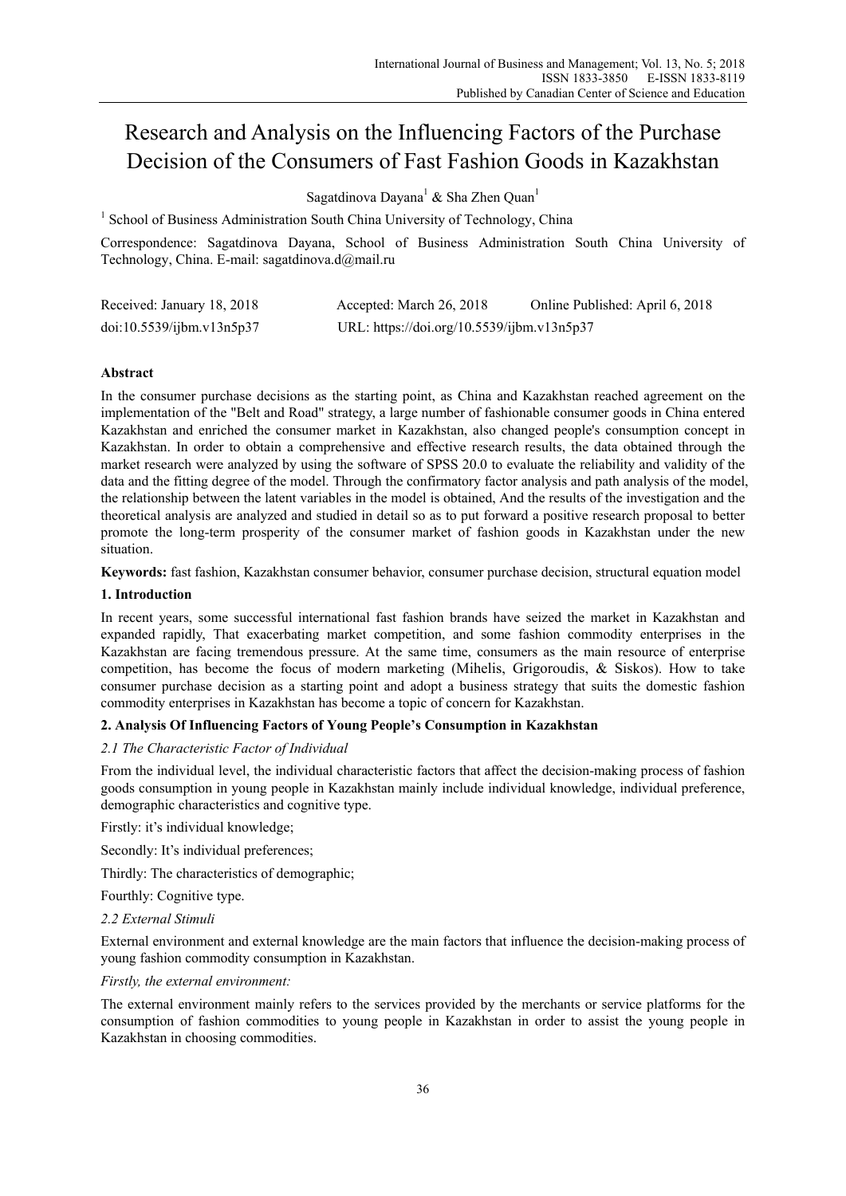# Research and Analysis on the Influencing Factors of the Purchase Decision of the Consumers of Fast Fashion Goods in Kazakhstan

Sagatdinova Dayana[1] & Sha Zhen Quan[1]

[1] School of Business Administration South China University of Technology, China

Correspondence: Sagatdinova Dayana, School of Business Administration South China University of Technology, China. E-mail: sagatdinova.d@mail.ru

Received: January 18, 2018 Accepted: March 26, 2018 Online Published: April 6, 2018

doi:10.5539/ijbm.v13n5p37 URL: https://doi.org/10.5539/ijbm.v13n5p37

## Abstract

In the consumer purchase decisions as the starting point, as China and Kazakhstan reached agreement on the implementation of the "Belt and Road" strategy, a large number of fashionable consumer goods in China entered Kazakhstan and enriched the consumer market in Kazakhstan, also changed people's consumption concept in Kazakhstan. In order to obtain a comprehensive and effective research results, the data obtained through the market research were analyzed by using the software of SPSS 20.0 to evaluate the reliability and validity of the data and the fitting degree of the model. Through the confirmatory factor analysis and path analysis of the model, the relationship between the latent variables in the model is obtained, And the results of the investigation and the theoretical analysis are analyzed and studied in detail so as to put forward a positive research proposal to better promote the long-term prosperity of the consumer market of fashion goods in Kazakhstan under the new situation.

**Keywords:** fast fashion, Kazakhstan consumer behavior, consumer purchase decision, structural equation model

## 1. Introduction

In recent years, some successful international fast fashion brands have seized the market in Kazakhstan and expanded rapidly, That exacerbating market competition, and some fashion commodity enterprises in the Kazakhstan are facing tremendous pressure. At the same time, consumers as the main resource of enterprise competition, has become the focus of modern marketing (Mihelis, Grigoroudis, & Siskos). How to take consumer purchase decision as a starting point and adopt a business strategy that suits the domestic fashion commodity enterprises in Kazakhstan has become a topic of concern for Kazakhstan.

## 2. Analysis Of Influencing Factors of Young People's Consumption in Kazakhstan

### *2.1 The Characteristic Factor of Individual*

From the individual level, the individual characteristic factors that affect the decision-making process of fashion goods consumption in young people in Kazakhstan mainly include individual knowledge, individual preference, demographic characteristics and cognitive type.

Firstly: it's individual knowledge;

Secondly: It's individual preferences;

Thirdly: The characteristics of demographic;

Fourthly: Cognitive type.

### *2.2 External Stimuli*

External environment and external knowledge are the main factors that influence the decision-making process of young fashion commodity consumption in Kazakhstan.

*Firstly, the external environment:*

The external environment mainly refers to the services provided by the merchants or service platforms for the consumption of fashion commodities to young people in Kazakhstan in order to assist the young people in Kazakhstan in choosing commodities.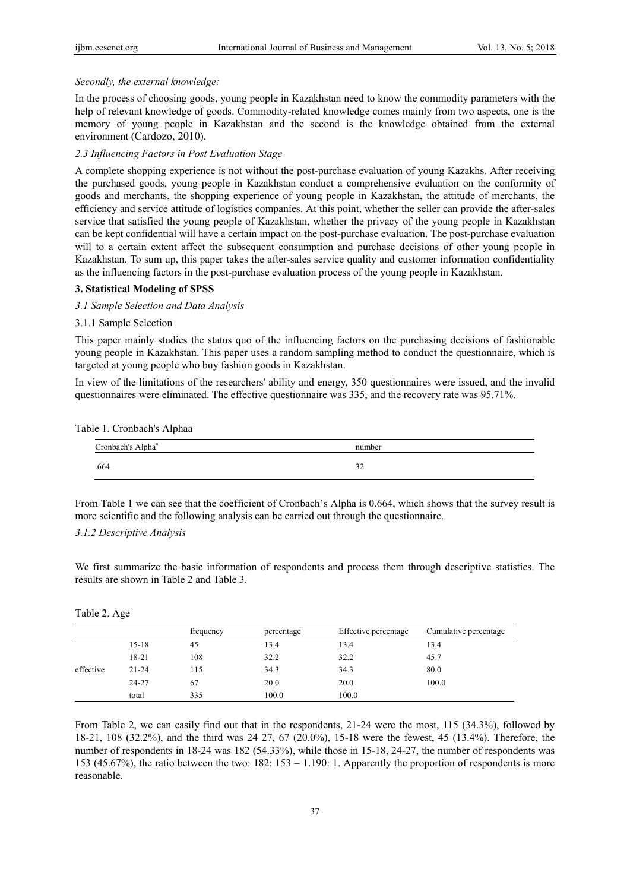*Secondly, the external knowledge:*

In the process of choosing goods, young people in Kazakhstan need to know the commodity parameters with the help of relevant knowledge of goods. Commodity-related knowledge comes mainly from two aspects, one is the memory of young people in Kazakhstan and the second is the knowledge obtained from the external environment (Cardozo, 2010).

*2.3 Influencing Factors in Post Evaluation Stage*

A complete shopping experience is not without the post-purchase evaluation of young Kazakhs. After receiving the purchased goods, young people in Kazakhstan conduct a comprehensive evaluation on the conformity of goods and merchants, the shopping experience of young people in Kazakhstan, the attitude of merchants, the efficiency and service attitude of logistics companies. At this point, whether the seller can provide the after-sales service that satisfied the young people of Kazakhstan, whether the privacy of the young people in Kazakhstan can be kept confidential will have a certain impact on the post-purchase evaluation. The post-purchase evaluation will to a certain extent affect the subsequent consumption and purchase decisions of other young people in Kazakhstan. To sum up, this paper takes the after-sales service quality and customer information confidentiality as the influencing factors in the post-purchase evaluation process of the young people in Kazakhstan.

## 3. Statistical Modeling of SPSS

*3.1 Sample Selection and Data Analysis*

3.1.1 Sample Selection

This paper mainly studies the status quo of the influencing factors on the purchasing decisions of fashionable young people in Kazakhstan. This paper uses a random sampling method to conduct the questionnaire, which is targeted at young people who buy fashion goods in Kazakhstan.

In view of the limitations of the researchers' ability and energy, 350 questionnaires were issued, and the invalid questionnaires were eliminated. The effective questionnaire was 335, and the recovery rate was 95.71%.

Table 1. Cronbach's Alphaa

| Cronbach's Alpha[a] | number |
|---|---|
| .664 | 32 |

From Table 1 we can see that the coefficient of Cronbach's Alpha is 0.664, which shows that the survey result is more scientific and the following analysis can be carried out through the questionnaire.

*3.1.2 Descriptive Analysis*

We first summarize the basic information of respondents and process them through descriptive statistics. The results are shown in Table 2 and Table 3.

Table 2. Age

| | | frequency | percentage | Effective percentage | Cumulative percentage |
|---|---|---|---|---|---|
| effective | 15-18 | 45 | 13.4 | 13.4 | 13.4 |
| | 18-21 | 108 | 32.2 | 32.2 | 45.7 |
| | 21-24 | 115 | 34.3 | 34.3 | 80.0 |
| | 24-27 | 67 | 20.0 | 20.0 | 100.0 |
| | total | 335 | 100.0 | 100.0 | |

From Table 2, we can easily find out that in the respondents, 21-24 were the most, 115 (34.3%), followed by 18-21, 108 (32.2%), and the third was 24 27, 67 (20.0%), 15-18 were the fewest, 45 (13.4%). Therefore, the number of respondents in 18-24 was 182 (54.33%), while those in 15-18, 24-27, the number of respondents was 153 (45.67%), the ratio between the two: 182: 153 = 1.190: 1. Apparently the proportion of respondents is more reasonable.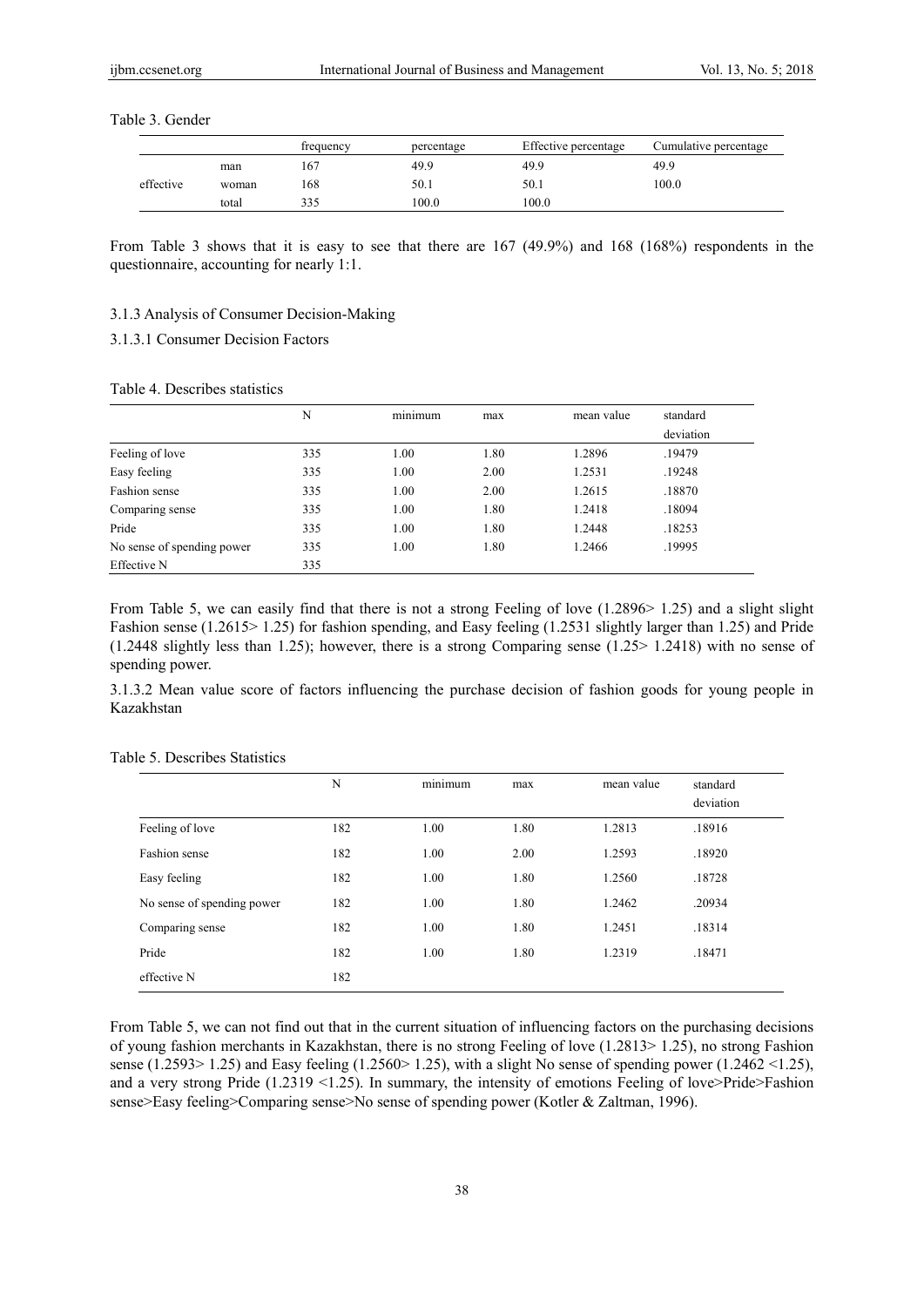Table 3. Gender

| | | frequency | percentage | Effective percentage | Cumulative percentage |
|---|---|---|---|---|---|
| effective | man | 167 | 49.9 | 49.9 | 49.9 |
| | woman | 168 | 50.1 | 50.1 | 100.0 |
| | total | 335 | 100.0 | 100.0 | |

From Table 3 shows that it is easy to see that there are 167 (49.9%) and 168 (168%) respondents in the questionnaire, accounting for nearly 1:1.

#### 3.1.3 Analysis of Consumer Decision-Making

##### 3.1.3.1 Consumer Decision Factors

Table 4. Describes statistics

| | N | minimum | max | mean value | standard deviation |
|---|---|---|---|---|---|
| Feeling of love | 335 | 1.00 | 1.80 | 1.2896 | .19479 |
| Easy feeling | 335 | 1.00 | 2.00 | 1.2531 | .19248 |
| Fashion sense | 335 | 1.00 | 2.00 | 1.2615 | .18870 |
| Comparing sense | 335 | 1.00 | 1.80 | 1.2418 | .18094 |
| Pride | 335 | 1.00 | 1.80 | 1.2448 | .18253 |
| No sense of spending power | 335 | 1.00 | 1.80 | 1.2466 | .19995 |
| Effective N | 335 | | | | |

From Table 5, we can easily find that there is not a strong Feeling of love (1.2896> 1.25) and a slight slight Fashion sense (1.2615> 1.25) for fashion spending, and Easy feeling (1.2531 slightly larger than 1.25) and Pride (1.2448 slightly less than 1.25); however, there is a strong Comparing sense (1.25> 1.2418) with no sense of spending power.

##### 3.1.3.2 Mean value score of factors influencing the purchase decision of fashion goods for young people in Kazakhstan

Table 5. Describes Statistics

| | N | minimum | max | mean value | standard deviation |
|---|---|---|---|---|---|
| Feeling of love | 182 | 1.00 | 1.80 | 1.2813 | .18916 |
| Fashion sense | 182 | 1.00 | 2.00 | 1.2593 | .18920 |
| Easy feeling | 182 | 1.00 | 1.80 | 1.2560 | .18728 |
| No sense of spending power | 182 | 1.00 | 1.80 | 1.2462 | .20934 |
| Comparing sense | 182 | 1.00 | 1.80 | 1.2451 | .18314 |
| Pride | 182 | 1.00 | 1.80 | 1.2319 | .18471 |
| effective N | 182 | | | | |

From Table 5, we can not find out that in the current situation of influencing factors on the purchasing decisions of young fashion merchants in Kazakhstan, there is no strong Feeling of love (1.2813> 1.25), no strong Fashion sense (1.2593> 1.25) and Easy feeling (1.2560> 1.25), with a slight No sense of spending power (1.2462 <1.25), and a very strong Pride (1.2319 <1.25). In summary, the intensity of emotions Feeling of love>Pride>Fashion sense>Easy feeling>Comparing sense>No sense of spending power (Kotler & Zaltman, 1996).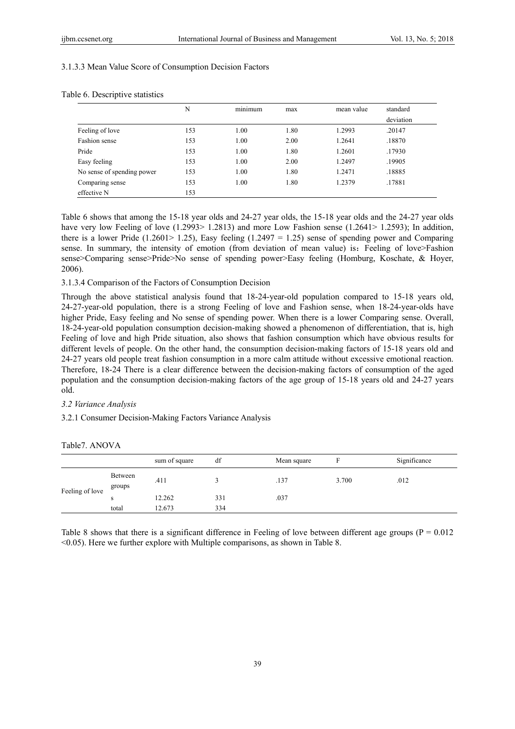3.1.3.3 Mean Value Score of Consumption Decision Factors

Table 6. Descriptive statistics

| | N | minimum | max | mean value | standard deviation |
|---|---|---|---|---|---|
| Feeling of love | 153 | 1.00 | 1.80 | 1.2993 | .20147 |
| Fashion sense | 153 | 1.00 | 2.00 | 1.2641 | .18870 |
| Pride | 153 | 1.00 | 1.80 | 1.2601 | .17930 |
| Easy feeling | 153 | 1.00 | 2.00 | 1.2497 | .19905 |
| No sense of spending power | 153 | 1.00 | 1.80 | 1.2471 | .18885 |
| Comparing sense | 153 | 1.00 | 1.80 | 1.2379 | .17881 |
| effective N | 153 | | | | |

Table 6 shows that among the 15-18 year olds and 24-27 year olds, the 15-18 year olds and the 24-27 year olds have very low Feeling of love (1.2993> 1.2813) and more Low Fashion sense (1.2641> 1.2593); In addition, there is a lower Pride (1.2601> 1.25), Easy feeling (1.2497 = 1.25) sense of spending power and Comparing sense. In summary, the intensity of emotion (from deviation of mean value) is：Feeling of love>Fashion sense>Comparing sense>Pride>No sense of spending power>Easy feeling (Homburg, Koschate, & Hoyer, 2006).

3.1.3.4 Comparison of the Factors of Consumption Decision

Through the above statistical analysis found that 18-24-year-old population compared to 15-18 years old, 24-27-year-old population, there is a strong Feeling of love and Fashion sense, when 18-24-year-olds have higher Pride, Easy feeling and No sense of spending power. When there is a lower Comparing sense. Overall, 18-24-year-old population consumption decision-making showed a phenomenon of differentiation, that is, high Feeling of love and high Pride situation, also shows that fashion consumption which have obvious results for different levels of people. On the other hand, the consumption decision-making factors of 15-18 years old and 24-27 years old people treat fashion consumption in a more calm attitude without excessive emotional reaction. Therefore, 18-24 There is a clear difference between the decision-making factors of consumption of the aged population and the consumption decision-making factors of the age group of 15-18 years old and 24-27 years old.

### *3.2 Variance Analysis*

3.2.1 Consumer Decision-Making Factors Variance Analysis

Table7. ANOVA

| | | sum of square | df | Mean square | F | Significance |
|---|---|---|---|---|---|---|
| Feeling of love | Between groups | .411 | 3 | .137 | 3.700 | .012 |
| | s | 12.262 | 331 | .037 | | |
| | total | 12.673 | 334 | | | |

Table 8 shows that there is a significant difference in Feeling of love between different age groups ($P = 0.012 < 0.05$). Here we further explore with Multiple comparisons, as shown in Table 8.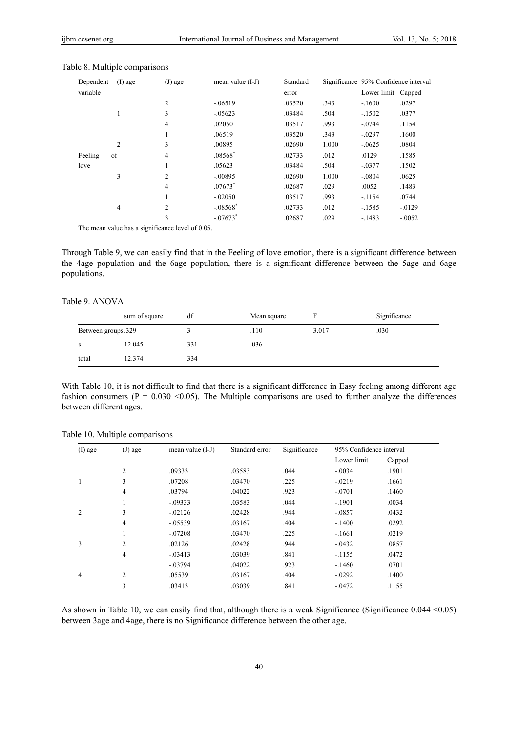Table 8. Multiple comparisons

| Dependent variable | (I) age | (J) age | mean value (I-J) | Standard error | Significance | 95% Confidence interval | |
|---|---|---|---|---|---|---|---|
| | | | | | | Lower limit | Capped |
| Feeling of love | 1 | 2 | -.06519 | .03520 | .343 | -.1600 | .0297 |
| | | 3 | -.05623 | .03484 | .504 | -.1502 | .0377 |
| | | 4 | .02050 | .03517 | .993 | -.0744 | .1154 |
| | 2 | 1 | .06519 | .03520 | .343 | -.0297 | .1600 |
| | | 3 | .00895 | .02690 | 1.000 | -.0625 | .0804 |
| | | 4 | .08568* | .02733 | .012 | .0129 | .1585 |
| | 3 | 1 | .05623 | .03484 | .504 | -.0377 | .1502 |
| | | 2 | -.00895 | .02690 | 1.000 | -.0804 | .0625 |
| | | 4 | .07673* | .02687 | .029 | .0052 | .1483 |
| | 4 | 1 | -.02050 | .03517 | .993 | -.1154 | .0744 |
| | | 2 | -.08568* | .02733 | .012 | -.1585 | -.0129 |
| | | 3 | -.07673* | .02687 | .029 | -.1483 | -.0052 |

The mean value has a significance level of 0.05.

Through Table 9, we can easily find that in the Feeling of love emotion, there is a significant difference between the 4age population and the 6age population, there is a significant difference between the 5age and 6age populations.

Table 9. ANOVA

| | sum of square | df | Mean square | F | Significance |
|---|---|---|---|---|---|
| Between groups | .329 | 3 | .110 | 3.017 | .030 |
| s | 12.045 | 331 | .036 | | |
| total | 12.374 | 334 | | | |

With Table 10, it is not difficult to find that there is a significant difference in Easy feeling among different age fashion consumers ($P = 0.030 < 0.05$). The Multiple comparisons are used to further analyze the differences between different ages.

Table 10. Multiple comparisons

| (I) age | (J) age | mean value (I-J) | Standard error | Significance | 95% Confidence interval | |
|---|---|---|---|---|---|---|
| | | | | | Lower limit | Capped |
| 1 | 2 | .09333 | .03583 | .044 | -.0034 | .1901 |
| | 3 | .07208 | .03470 | .225 | -.0219 | .1661 |
| | 4 | .03794 | .04022 | .923 | -.0701 | .1460 |
| 2 | 1 | -.09333 | .03583 | .044 | -.1901 | .0034 |
| | 3 | -.02126 | .02428 | .944 | -.0857 | .0432 |
| | 4 | -.05539 | .03167 | .404 | -.1400 | .0292 |
| 3 | 1 | -.07208 | .03470 | .225 | -.1661 | .0219 |
| | 2 | .02126 | .02428 | .944 | -.0432 | .0857 |
| | 4 | -.03413 | .03039 | .841 | -.1155 | .0472 |
| 4 | 1 | -.03794 | .04022 | .923 | -.1460 | .0701 |
| | 2 | .05539 | .03167 | .404 | -.0292 | .1400 |
| | 3 | .03413 | .03039 | .841 | -.0472 | .1155 |

As shown in Table 10, we can easily find that, although there is a weak Significance (Significance $0.044 < 0.05$) between 3age and 4age, there is no Significance difference between the other age.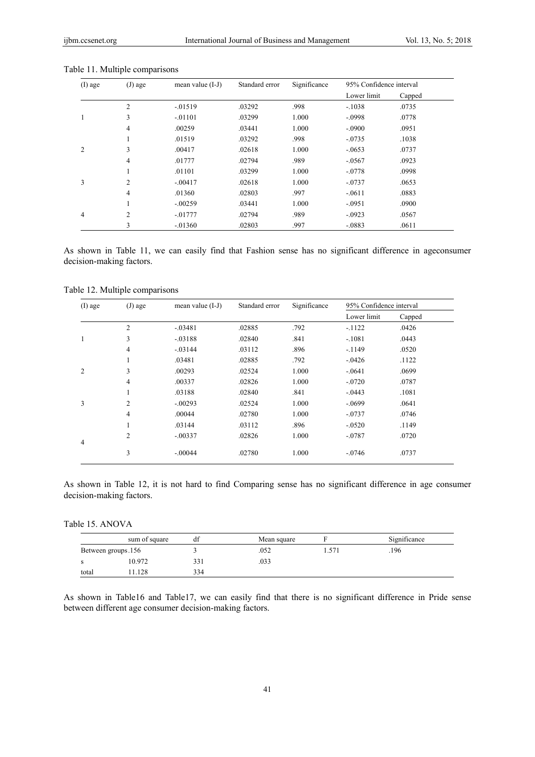Table 11. Multiple comparisons

| (I) age | (J) age | mean value (I-J) | Standard error | Significance | 95% Confidence interval | |
|---|---|---|---|---|---|---|
| | | | | | Lower limit | Capped |
| 1 | 2 | -.01519 | .03292 | .998 | -.1038 | .0735 |
| | 3 | -.01101 | .03299 | 1.000 | -.0998 | .0778 |
| | 4 | .00259 | .03441 | 1.000 | -.0900 | .0951 |
| 2 | 1 | .01519 | .03292 | .998 | -.0735 | .1038 |
| | 3 | .00417 | .02618 | 1.000 | -.0653 | .0737 |
| | 4 | .01777 | .02794 | .989 | -.0567 | .0923 |
| 3 | 1 | .01101 | .03299 | 1.000 | -.0778 | .0998 |
| | 2 | -.00417 | .02618 | 1.000 | -.0737 | .0653 |
| | 4 | .01360 | .02803 | .997 | -.0611 | .0883 |
| 4 | 1 | -.00259 | .03441 | 1.000 | -.0951 | .0900 |
| | 2 | -.01777 | .02794 | .989 | -.0923 | .0567 |
| | 3 | -.01360 | .02803 | .997 | -.0883 | .0611 |

As shown in Table 11, we can easily find that Fashion sense has no significant difference in ageconsumer decision-making factors.

Table 12. Multiple comparisons

| (I) age | (J) age | mean value (I-J) | Standard error | Significance | 95% Confidence interval | |
|---|---|---|---|---|---|---|
| | | | | | Lower limit | Capped |
| 1 | 2 | -.03481 | .02885 | .792 | -.1122 | .0426 |
| | 3 | -.03188 | .02840 | .841 | -.1081 | .0443 |
| | 4 | -.03144 | .03112 | .896 | -.1149 | .0520 |
| 2 | 1 | .03481 | .02885 | .792 | -.0426 | .1122 |
| | 3 | .00293 | .02524 | 1.000 | -.0641 | .0699 |
| | 4 | .00337 | .02826 | 1.000 | -.0720 | .0787 |
| 3 | 1 | .03188 | .02840 | .841 | -.0443 | .1081 |
| | 2 | -.00293 | .02524 | 1.000 | -.0699 | .0641 |
| | 4 | .00044 | .02780 | 1.000 | -.0737 | .0746 |
| 4 | 1 | .03144 | .03112 | .896 | -.0520 | .1149 |
| | 2 | -.00337 | .02826 | 1.000 | -.0787 | .0720 |
| | 3 | -.00044 | .02780 | 1.000 | -.0746 | .0737 |

As shown in Table 12, it is not hard to find Comparing sense has no significant difference in age consumer decision-making factors.

Table 15. ANOVA

| | sum of square | df | Mean square | F | Significance |
|---|---|---|---|---|---|
| Between groups | .156 | 3 | .052 | 1.571 | .196 |
| s | 10.972 | 331 | .033 | | |
| total | 11.128 | 334 | | | |

As shown in Table16 and Table17, we can easily find that there is no significant difference in Pride sense between different age consumer decision-making factors.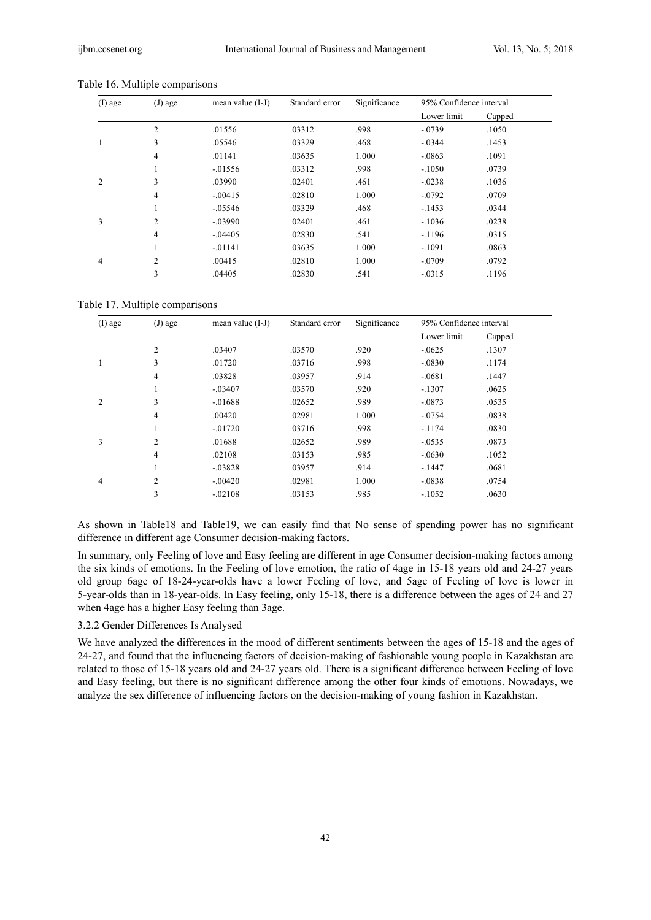Table 16. Multiple comparisons

| (I) age | (J) age | mean value (I-J) | Standard error | Significance | 95% Confidence interval | |
|---|---|---|---|---|---|---|
| | | | | | Lower limit | Capped |
| 1 | 2 | .01556 | .03312 | .998 | -.0739 | .1050 |
| | 3 | .05546 | .03329 | .468 | -.0344 | .1453 |
| | 4 | .01141 | .03635 | 1.000 | -.0863 | .1091 |
| 2 | 1 | -.01556 | .03312 | .998 | -.1050 | .0739 |
| | 3 | .03990 | .02401 | .461 | -.0238 | .1036 |
| | 4 | -.00415 | .02810 | 1.000 | -.0792 | .0709 |
| 3 | 1 | -.05546 | .03329 | .468 | -.1453 | .0344 |
| | 2 | -.03990 | .02401 | .461 | -.1036 | .0238 |
| | 4 | -.04405 | .02830 | .541 | -.1196 | .0315 |
| 4 | 1 | -.01141 | .03635 | 1.000 | -.1091 | .0863 |
| | 2 | .00415 | .02810 | 1.000 | -.0709 | .0792 |
| | 3 | .04405 | .02830 | .541 | -.0315 | .1196 |

Table 17. Multiple comparisons

| (I) age | (J) age | mean value (I-J) | Standard error | Significance | 95% Confidence interval | |
|---|---|---|---|---|---|---|
| | | | | | Lower limit | Capped |
| 1 | 2 | .03407 | .03570 | .920 | -.0625 | .1307 |
| | 3 | .01720 | .03716 | .998 | -.0830 | .1174 |
| | 4 | .03828 | .03957 | .914 | -.0681 | .1447 |
| 2 | 1 | -.03407 | .03570 | .920 | -.1307 | .0625 |
| | 3 | -.01688 | .02652 | .989 | -.0873 | .0535 |
| | 4 | .00420 | .02981 | 1.000 | -.0754 | .0838 |
| 3 | 1 | -.01720 | .03716 | .998 | -.1174 | .0830 |
| | 2 | .01688 | .02652 | .989 | -.0535 | .0873 |
| | 4 | .02108 | .03153 | .985 | -.0630 | .1052 |
| 4 | 1 | -.03828 | .03957 | .914 | -.1447 | .0681 |
| | 2 | -.00420 | .02981 | 1.000 | -.0838 | .0754 |
| | 3 | -.02108 | .03153 | .985 | -.1052 | .0630 |

As shown in Table18 and Table19, we can easily find that No sense of spending power has no significant difference in different age Consumer decision-making factors.

In summary, only Feeling of love and Easy feeling are different in age Consumer decision-making factors among the six kinds of emotions. In the Feeling of love emotion, the ratio of 4age in 15-18 years old and 24-27 years old group 6age of 18-24-year-olds have a lower Feeling of love, and 5age of Feeling of love is lower in 5-year-olds than in 18-year-olds. In Easy feeling, only 15-18, there is a difference between the ages of 24 and 27 when 4age has a higher Easy feeling than 3age.

### 3.2.2 Gender Differences Is Analysed

We have analyzed the differences in the mood of different sentiments between the ages of 15-18 and the ages of 24-27, and found that the influencing factors of decision-making of fashionable young people in Kazakhstan are related to those of 15-18 years old and 24-27 years old. There is a significant difference between Feeling of love and Easy feeling, but there is no significant difference among the other four kinds of emotions. Nowadays, we analyze the sex difference of influencing factors on the decision-making of young fashion in Kazakhstan.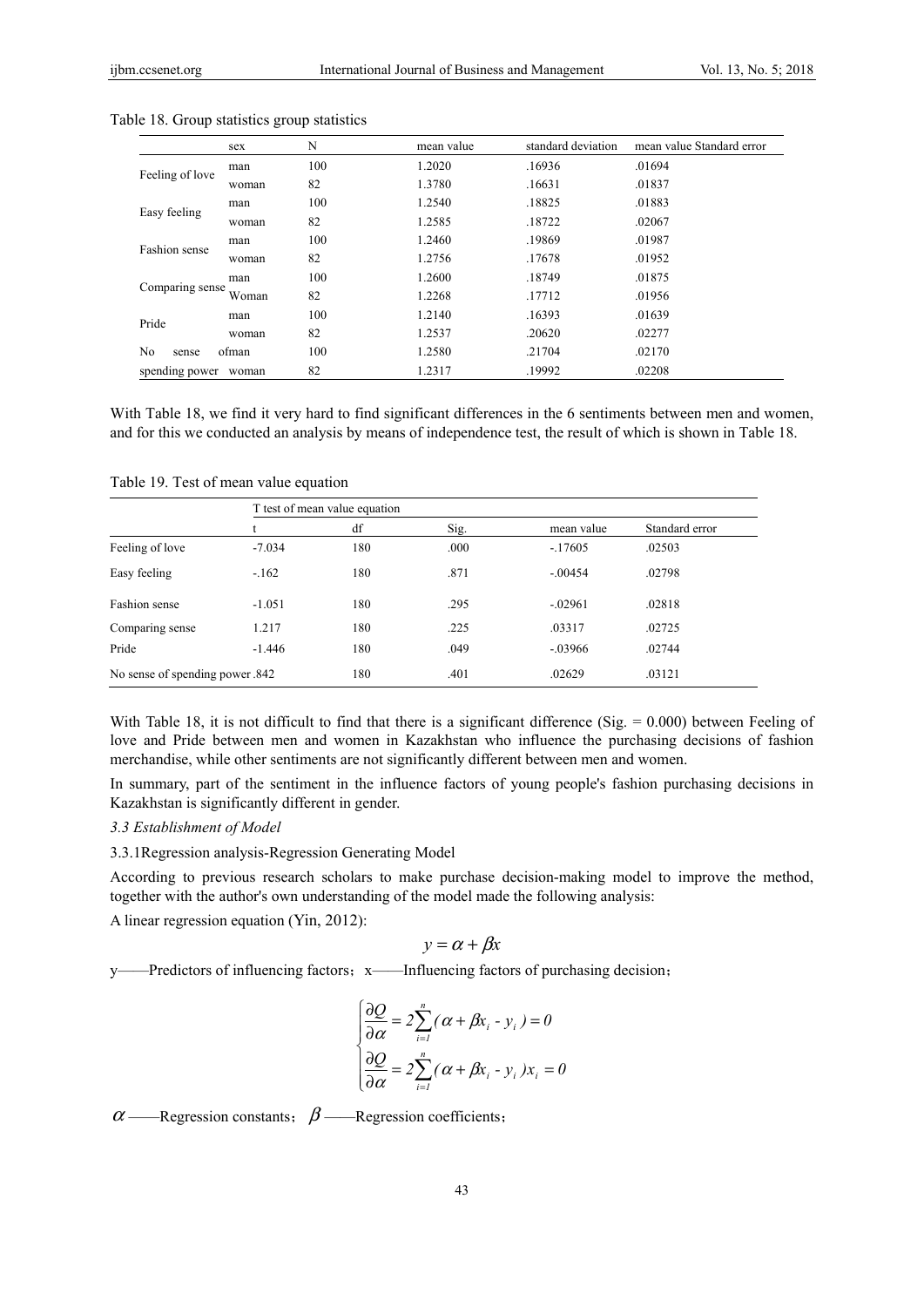Table 18. Group statistics group statistics

| | sex | N | mean value | standard deviation | mean value Standard error |
|---|---|---|---|---|---|
| Feeling of love | man | 100 | 1.2020 | .16936 | .01694 |
| | woman | 82 | 1.3780 | .16631 | .01837 |
| Easy feeling | man | 100 | 1.2540 | .18825 | .01883 |
| | woman | 82 | 1.2585 | .18722 | .02067 |
| Fashion sense | man | 100 | 1.2460 | .19869 | .01987 |
| | woman | 82 | 1.2756 | .17678 | .01952 |
| Comparing sense | man | 100 | 1.2600 | .18749 | .01875 |
| | Woman | 82 | 1.2268 | .17712 | .01956 |
| Pride | man | 100 | 1.2140 | .16393 | .01639 |
| | woman | 82 | 1.2537 | .20620 | .02277 |
| No sense of spending power | man | 100 | 1.2580 | .21704 | .02170 |
| | woman | 82 | 1.2317 | .19992 | .02208 |

With Table 18, we find it very hard to find significant differences in the 6 sentiments between men and women, and for this we conducted an analysis by means of independence test, the result of which is shown in Table 18.

Table 19. Test of mean value equation

| | T test of mean value equation | | | | |
|---|---|---|---|---|---|
| | t | df | Sig. | mean value | Standard error |
| Feeling of love | -7.034 | 180 | .000 | -.17605 | .02503 |
| Easy feeling | -.162 | 180 | .871 | -.00454 | .02798 |
| Fashion sense | -1.051 | 180 | .295 | -.02961 | .02818 |
| Comparing sense | 1.217 | 180 | .225 | .03317 | .02725 |
| Pride | -1.446 | 180 | .049 | -.03966 | .02744 |
| No sense of spending power | .842 | 180 | .401 | .02629 | .03121 |

With Table 18, it is not difficult to find that there is a significant difference (Sig. = 0.000) between Feeling of love and Pride between men and women in Kazakhstan who influence the purchasing decisions of fashion merchandise, while other sentiments are not significantly different between men and women.

In summary, part of the sentiment in the influence factors of young people's fashion purchasing decisions in Kazakhstan is significantly different in gender.

*3.3 Establishment of Model*

3.3.1Regression analysis-Regression Generating Model

According to previous research scholars to make purchase decision-making model to improve the method, together with the author's own understanding of the model made the following analysis:

A linear regression equation (Yin, 2012):

$$y = \alpha + \beta x$$

y——Predictors of influencing factors； x——Influencing factors of purchasing decision；

$$\begin{cases} \dfrac{\partial Q}{\partial \alpha} = 2\sum_{i=1}^{n}(\alpha + \beta x_i - y_i) = 0 \\ \dfrac{\partial Q}{\partial \alpha} = 2\sum_{i=1}^{n}(\alpha + \beta x_i - y_i)x_i = 0 \end{cases}$$

$\alpha$ ——Regression constants； $\beta$ ——Regression coefficients；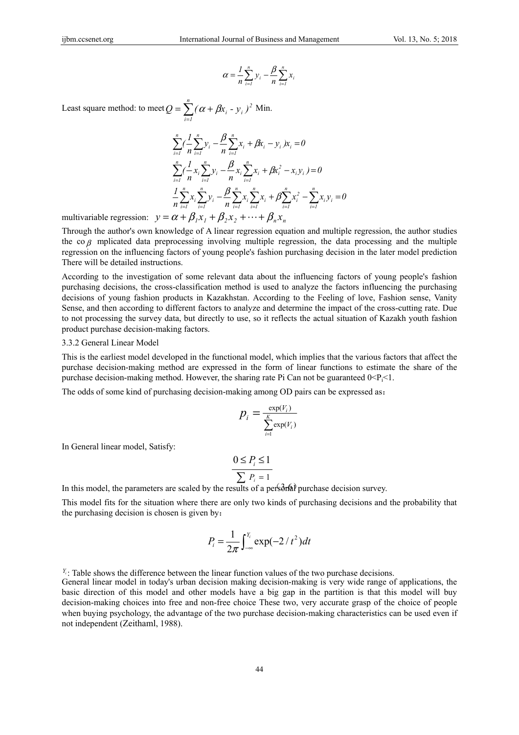$$\alpha = \frac{1}{n}\sum_{i=1}^{n} y_i - \frac{\beta}{n}\sum_{i=1}^{n} x_i$$

Least square method: to meet $Q = \sum_{i=1}^{n}(\alpha + \beta x_i - y_i)^2$ Min.

$$\sum_{i=1}^{n}\left(\frac{1}{n}\sum_{i=1}^{n} y_i - \frac{\beta}{n}\sum_{i=1}^{n} x_i + \beta x_i - y_i\right)x_i = 0$$

$$\sum_{i=1}^{n}\left(\frac{1}{n}x_i\sum_{i=1}^{n} y_i - \frac{\beta}{n}x_i\sum_{i=1}^{n} x_i + \beta x_i^2 - x_i y_i\right) = 0$$

$$\frac{1}{n}\sum_{i=1}^{n} x_i\sum_{i=1}^{n} y_i - \frac{\beta}{n}\sum_{i=1}^{n} x_i\sum_{i=1}^{n} x_i + \beta\sum_{i=1}^{n} x_i^2 - \sum_{i=1}^{n} x_i y_i = 0$$

multivariable regression: $y = \alpha + \beta_1 x_1 + \beta_2 x_2 + \cdots + \beta_n x_n$

Through the author's own knowledge of A linear regression equation and multiple regression, the author studies the co $\beta$ mplicated data preprocessing involving multiple regression, the data processing and the multiple regression on the influencing factors of young people's fashion purchasing decision in the later model prediction There will be detailed instructions.

According to the investigation of some relevant data about the influencing factors of young people's fashion purchasing decisions, the cross-classification method is used to analyze the factors influencing the purchasing decisions of young fashion products in Kazakhstan. According to the Feeling of love, Fashion sense, Vanity Sense, and then according to different factors to analyze and determine the impact of the cross-cutting rate. Due to not processing the survey data, but directly to use, so it reflects the actual situation of Kazakh youth fashion product purchase decision-making factors.

3.3.2 General Linear Model

This is the earliest model developed in the functional model, which implies that the various factors that affect the purchase decision-making method are expressed in the form of linear functions to estimate the share of the purchase decision-making method. However, the sharing rate Pi Can not be guaranteed $0<P_i<1$.

The odds of some kind of purchasing decision-making among OD pairs can be expressed as：

$$p_i = \frac{\exp(V_i)}{\sum_{i=1}^{K}\exp(V_i)}$$

In General linear model, Satisfy:

$$\frac{0 \le P_i \le 1}{\sum P_i = 1} \quad (3\text{-}6)$$

In this model, the parameters are scaled by the results of a personal purchase decision survey.

This model fits for the situation where there are only two kinds of purchasing decisions and the probability that the purchasing decision is chosen is given by：

$$P_i = \frac{1}{2\pi}\int_{-\infty}^{Y_i}\exp(-2/t^2)dt$$

$Y_i$: Table shows the difference between the linear function values of the two purchase decisions.

General linear model in today's urban decision making decision-making is very wide range of applications, the basic direction of this model and other models have a big gap in the partition is that this model will buy decision-making choices into free and non-free choice These two, very accurate grasp of the choice of people when buying psychology, the advantage of the two purchase decision-making characteristics can be used even if not independent (Zeithaml, 1988).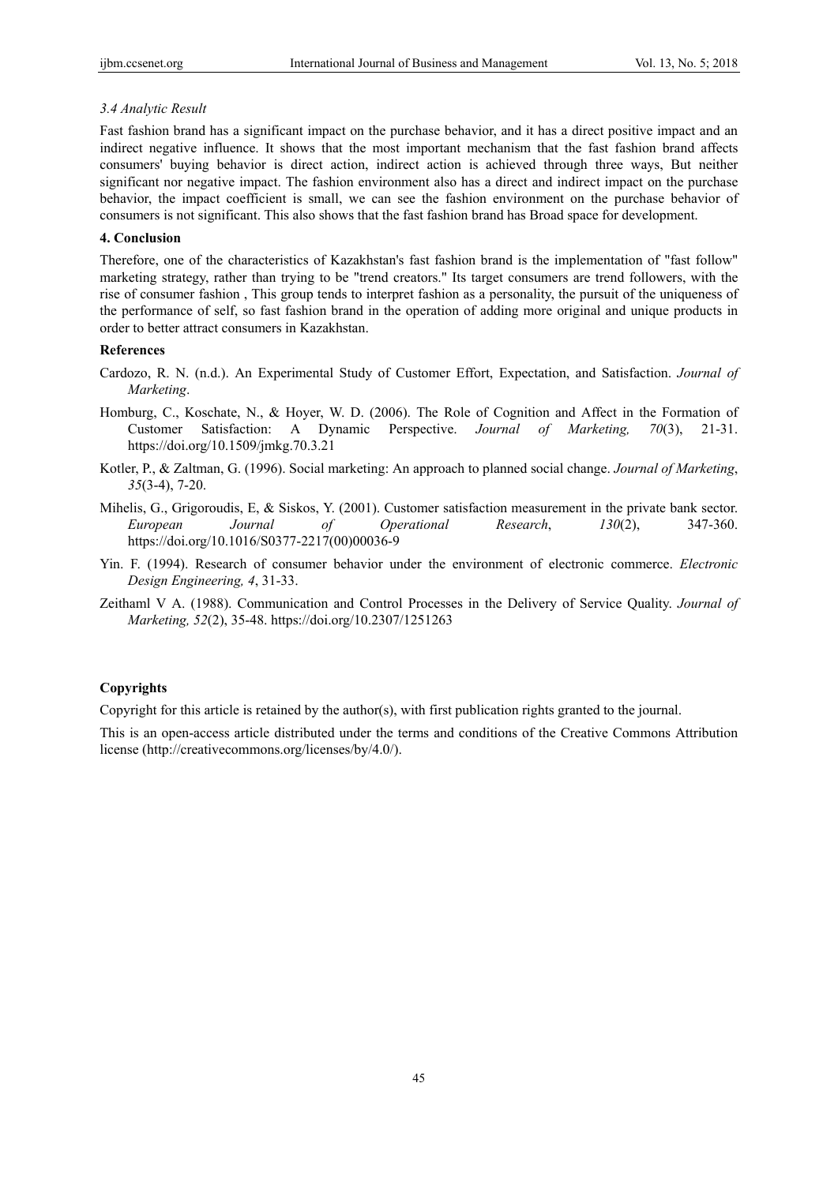### *3.4 Analytic Result*

Fast fashion brand has a significant impact on the purchase behavior, and it has a direct positive impact and an indirect negative influence. It shows that the most important mechanism that the fast fashion brand affects consumers' buying behavior is direct action, indirect action is achieved through three ways, But neither significant nor negative impact. The fashion environment also has a direct and indirect impact on the purchase behavior, the impact coefficient is small, we can see the fashion environment on the purchase behavior of consumers is not significant. This also shows that the fast fashion brand has Broad space for development.

## 4. Conclusion

Therefore, one of the characteristics of Kazakhstan's fast fashion brand is the implementation of "fast follow" marketing strategy, rather than trying to be "trend creators." Its target consumers are trend followers, with the rise of consumer fashion , This group tends to interpret fashion as a personality, the pursuit of the uniqueness of the performance of self, so fast fashion brand in the operation of adding more original and unique products in order to better attract consumers in Kazakhstan.

## References

Cardozo, R. N. (n.d.). An Experimental Study of Customer Effort, Expectation, and Satisfaction. *Journal of Marketing*.

Homburg, C., Koschate, N., & Hoyer, W. D. (2006). The Role of Cognition and Affect in the Formation of Customer Satisfaction: A Dynamic Perspective. *Journal of Marketing, 70*(3), 21-31. https://doi.org/10.1509/jmkg.70.3.21

Kotler, P., & Zaltman, G. (1996). Social marketing: An approach to planned social change. *Journal of Marketing*, *35*(3-4), 7-20.

Mihelis, G., Grigoroudis, E, & Siskos, Y. (2001). Customer satisfaction measurement in the private bank sector. *European Journal of Operational Research*, *130*(2), 347-360. https://doi.org/10.1016/S0377-2217(00)00036-9

Yin. F. (1994). Research of consumer behavior under the environment of electronic commerce. *Electronic Design Engineering, 4*, 31-33.

Zeithaml V A. (1988). Communication and Control Processes in the Delivery of Service Quality. *Journal of Marketing, 52*(2), 35-48. https://doi.org/10.2307/1251263

## Copyrights

Copyright for this article is retained by the author(s), with first publication rights granted to the journal.

This is an open-access article distributed under the terms and conditions of the Creative Commons Attribution license (http://creativecommons.org/licenses/by/4.0/).